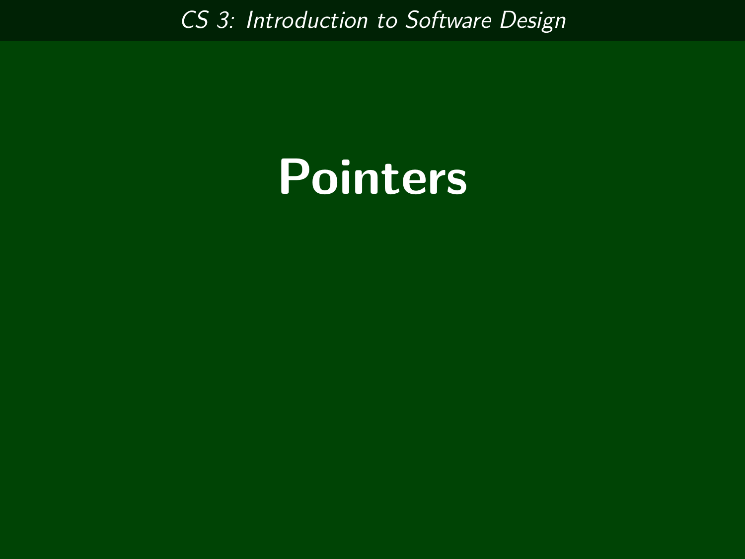# Pointers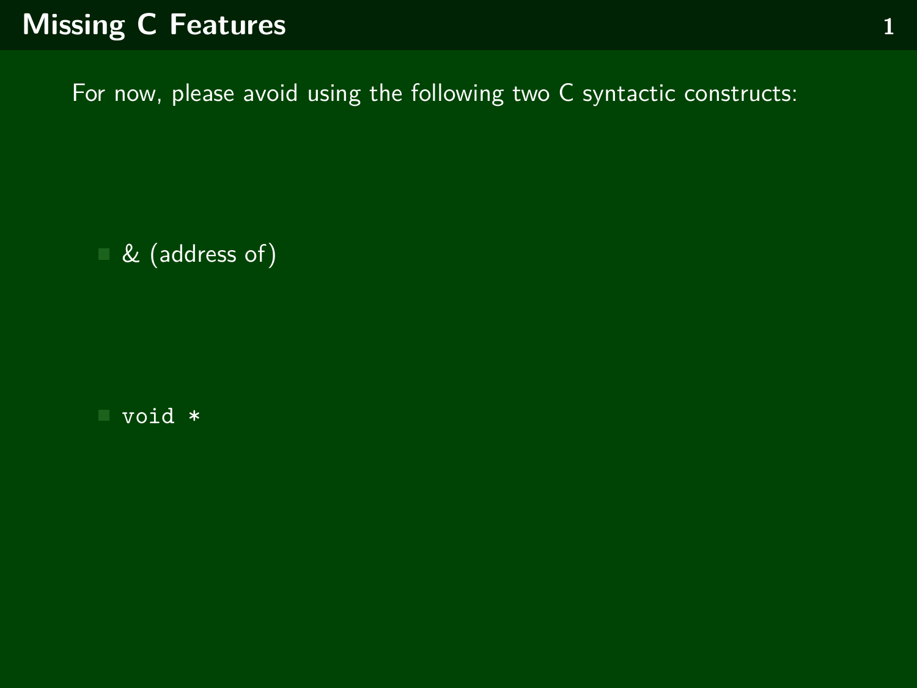# Missing C Features

For now, please avoid using the following two C syntactic constructs:

- & (address of)

- `void *`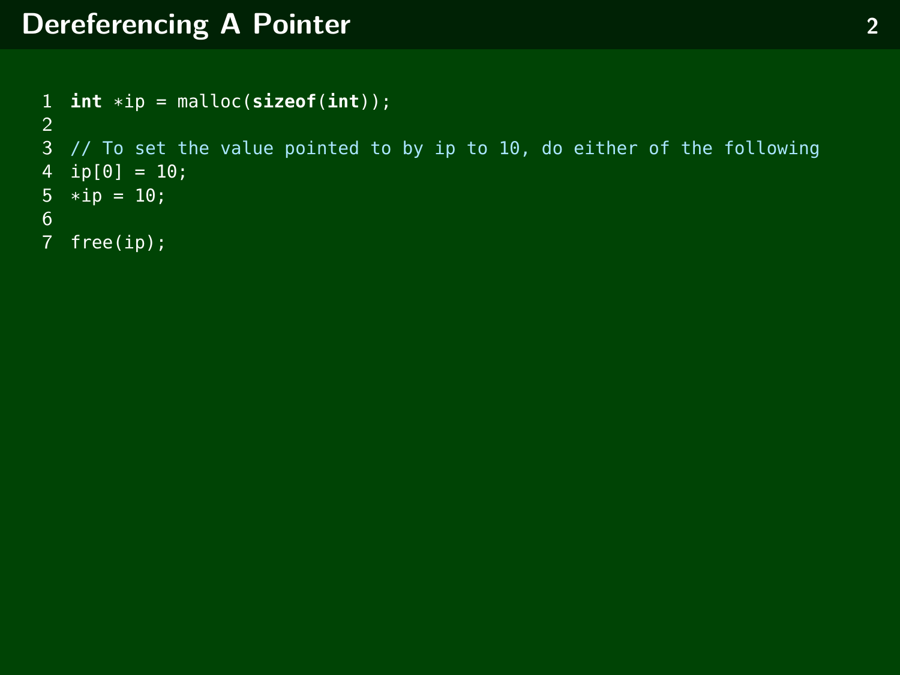# Dereferencing A Pointer

```c
int *ip = malloc(sizeof(int));

// To set the value pointed to by ip to 10, do either of the following
ip[0] = 10;
*ip = 10;

free(ip);
```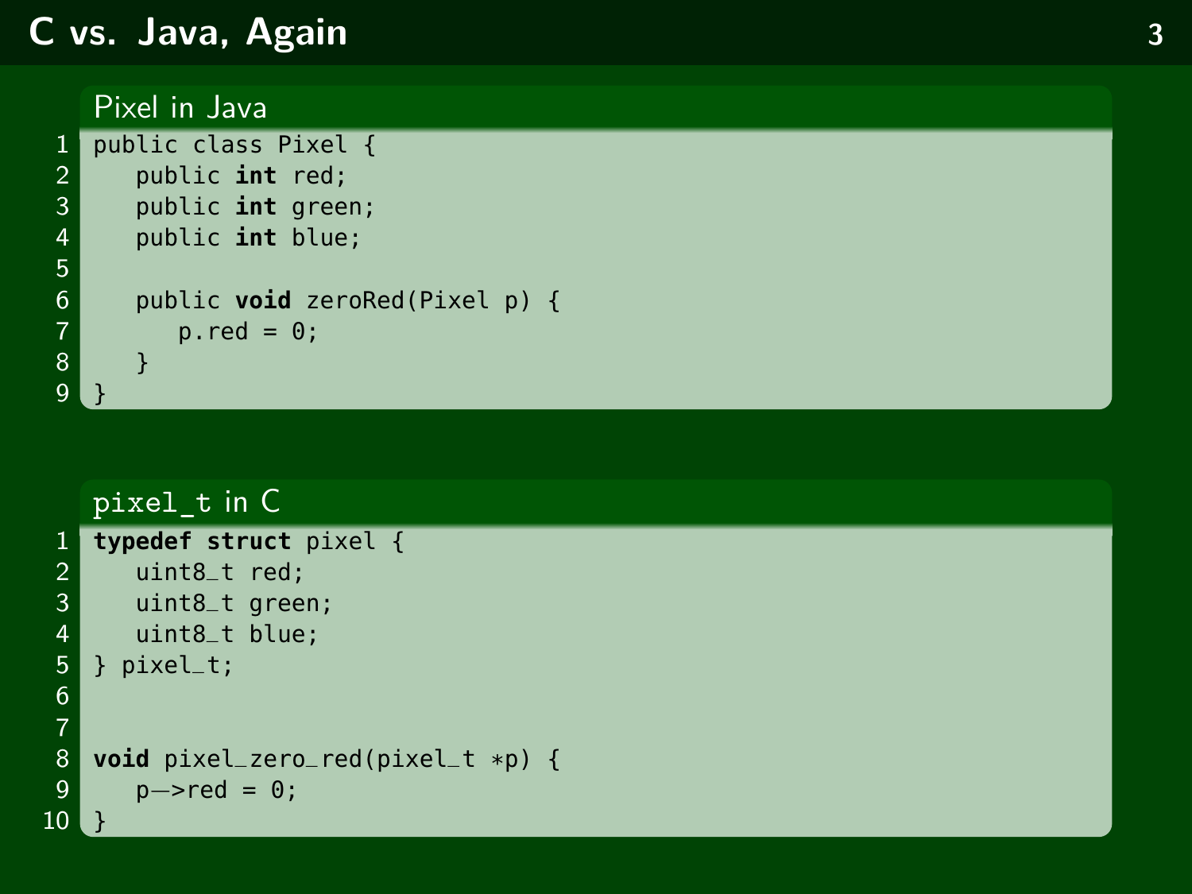# C vs. Java, Again

## Pixel in Java

```java
public class Pixel {
   public int red;
   public int green;
   public int blue;

   public void zeroRed(Pixel p) {
      p.red = 0;
   }
}
```

## pixel_t in C

```c
typedef struct pixel {
   uint8_t red;
   uint8_t green;
   uint8_t blue;
} pixel_t;


void pixel_zero_red(pixel_t *p) {
   p->red = 0;
}
```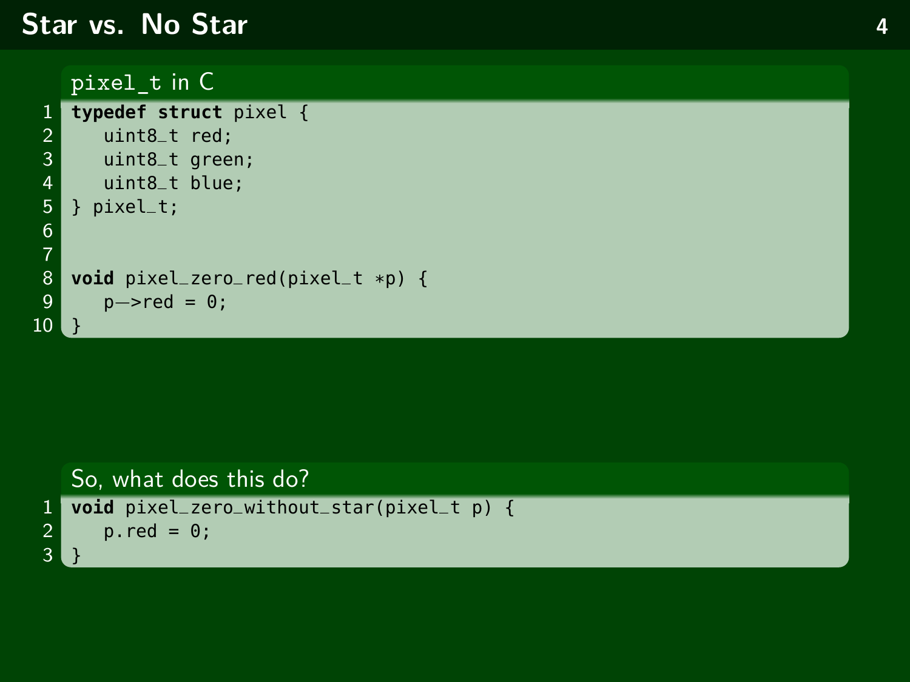# Star vs. No Star

**pixel_t in C**

```c
typedef struct pixel {
   uint8_t red;
   uint8_t green;
   uint8_t blue;
} pixel_t;


void pixel_zero_red(pixel_t *p) {
   p->red = 0;
}
```

**So, what does this do?**

```c
void pixel_zero_without_star(pixel_t p) {
   p.red = 0;
}
```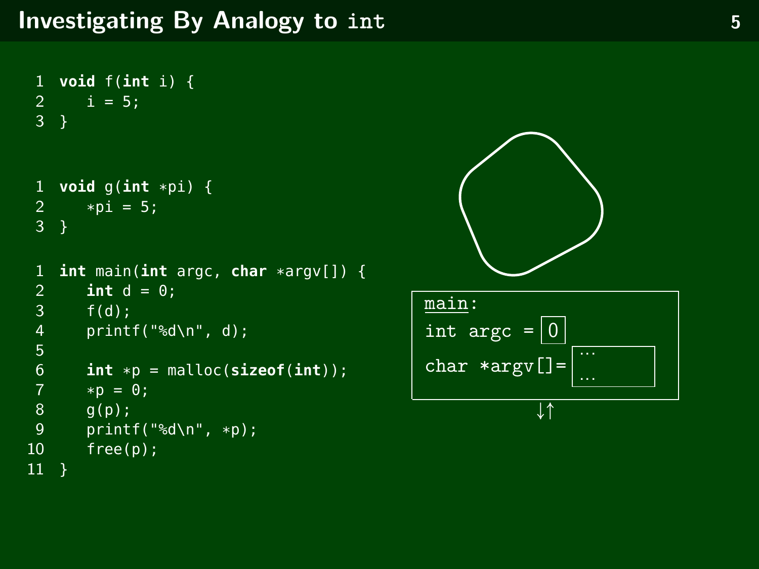# Investigating By Analogy to `int`

```c
1  void f(int i) {
2     i = 5;
3  }
```

```c
1  void g(int *pi) {
2     *pi = 5;
3  }
```

```c
1  int main(int argc, char *argv[]) {
2     int d = 0;
3     f(d);
4     printf("%d\n", d);
5
6     int *p = malloc(sizeof(int));
7     *p = 0;
8     g(p);
9     printf("%d\n", *p);
10    free(p);
11 }
```

main:

int argc = 0

char *argv[]= …
…

↓↑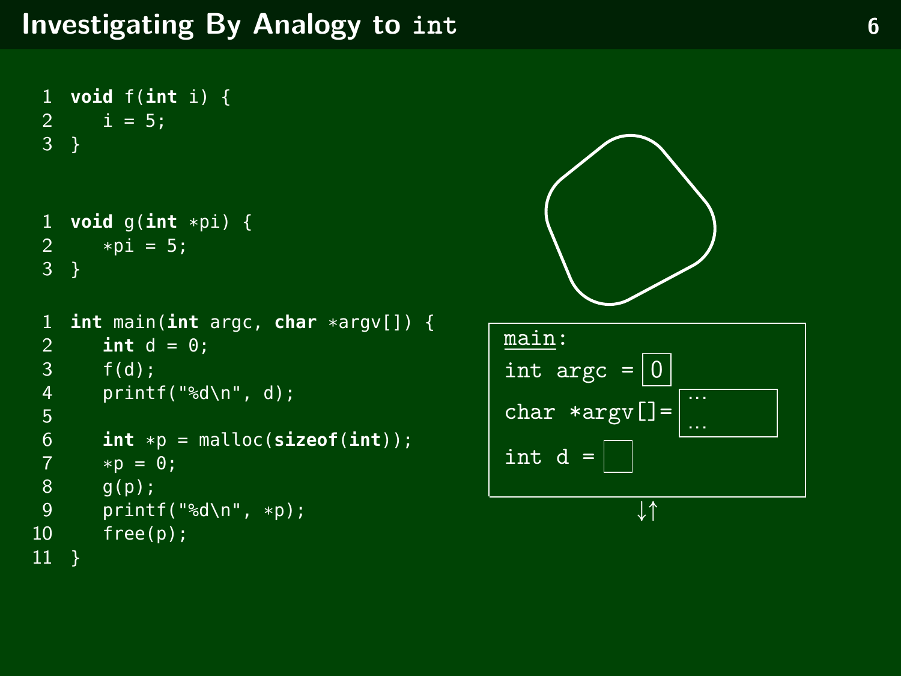# Investigating By Analogy to int

```
1  void f(int i) {
2     i = 5;
3  }
```

```
1  void g(int *pi) {
2     *pi = 5;
3  }
```

```
1  int main(int argc, char *argv[]) {
2     int d = 0;
3     f(d);
4     printf("%d\n", d);
5
6     int *p = malloc(sizeof(int));
7     *p = 0;
8     g(p);
9     printf("%d\n", *p);
10    free(p);
11 }
```

main:

int argc = 0

char *argv[] = …

int d =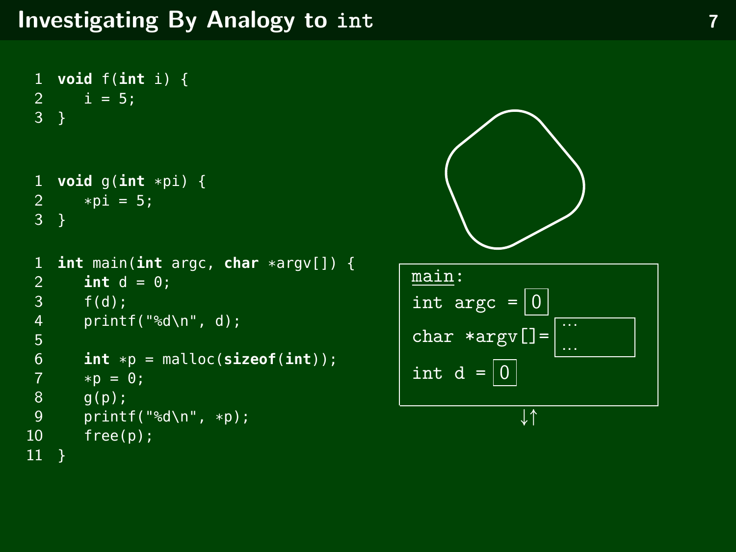# Investigating By Analogy to int

```
1  void f(int i) {
2     i = 5;
3  }
```

```
1  void g(int *pi) {
2     *pi = 5;
3  }
```

```
1  int main(int argc, char *argv[]) {
2     int d = 0;
3     f(d);
4     printf("%d\n", d);
5  
6     int *p = malloc(sizeof(int));
7     *p = 0;
8     g(p);
9     printf("%d\n", *p);
10    free(p);
11 }
```

main:

int argc = 0

char *argv[]= … …

int d = 0

↓↑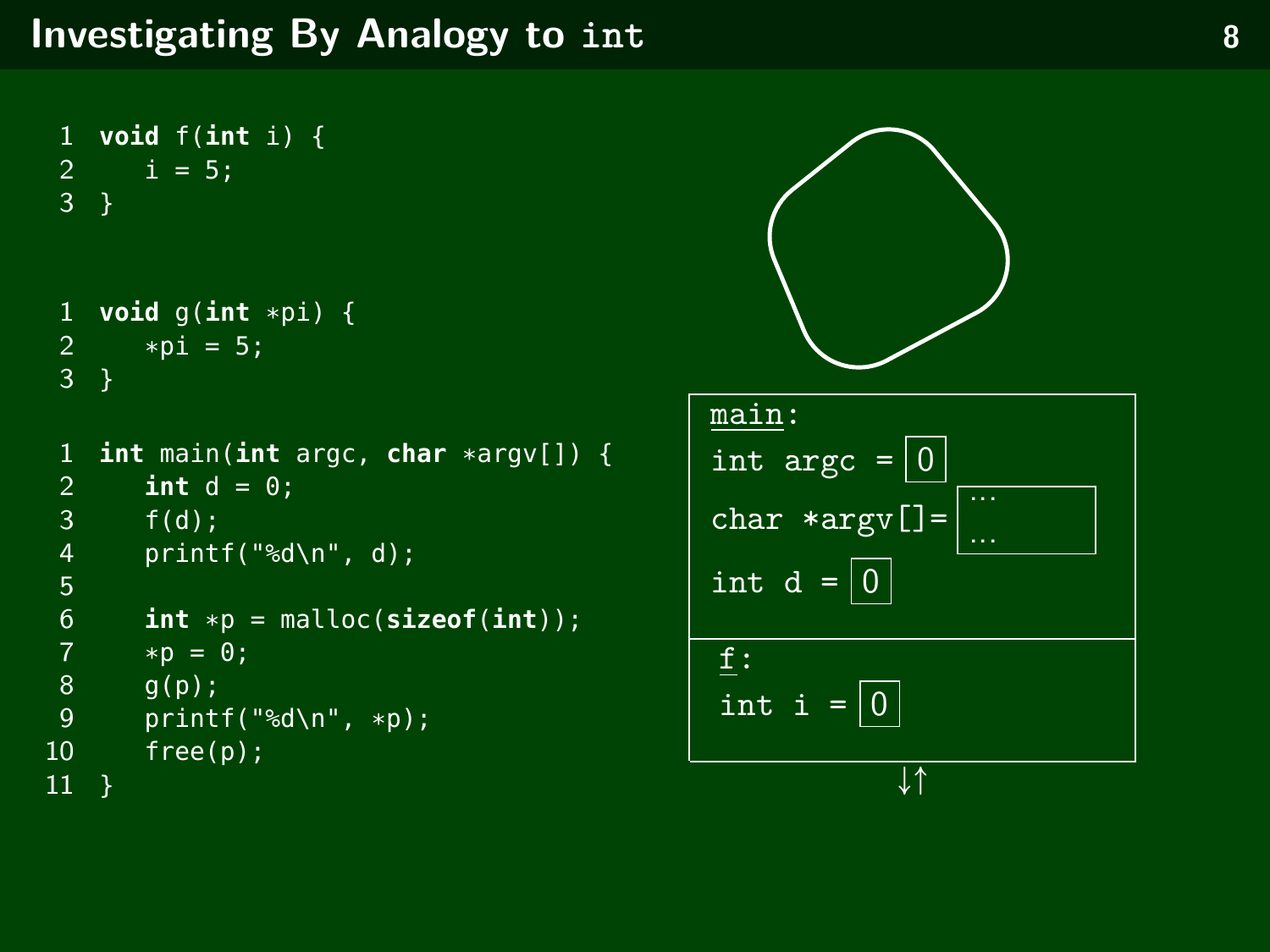# Investigating By Analogy to `int`

```
1  void f(int i) {
2     i = 5;
3  }
```

```
1  void g(int *pi) {
2     *pi = 5;
3  }
```

```
1  int main(int argc, char *argv[]) {
2     int d = 0;
3     f(d);
4     printf("%d\n", d);
5
6     int *p = malloc(sizeof(int));
7     *p = 0;
8     g(p);
9     printf("%d\n", *p);
10    free(p);
11 }
```

```
main:
int argc = 0
char *argv[] = ...
int d = 0

f:
int i = 0
```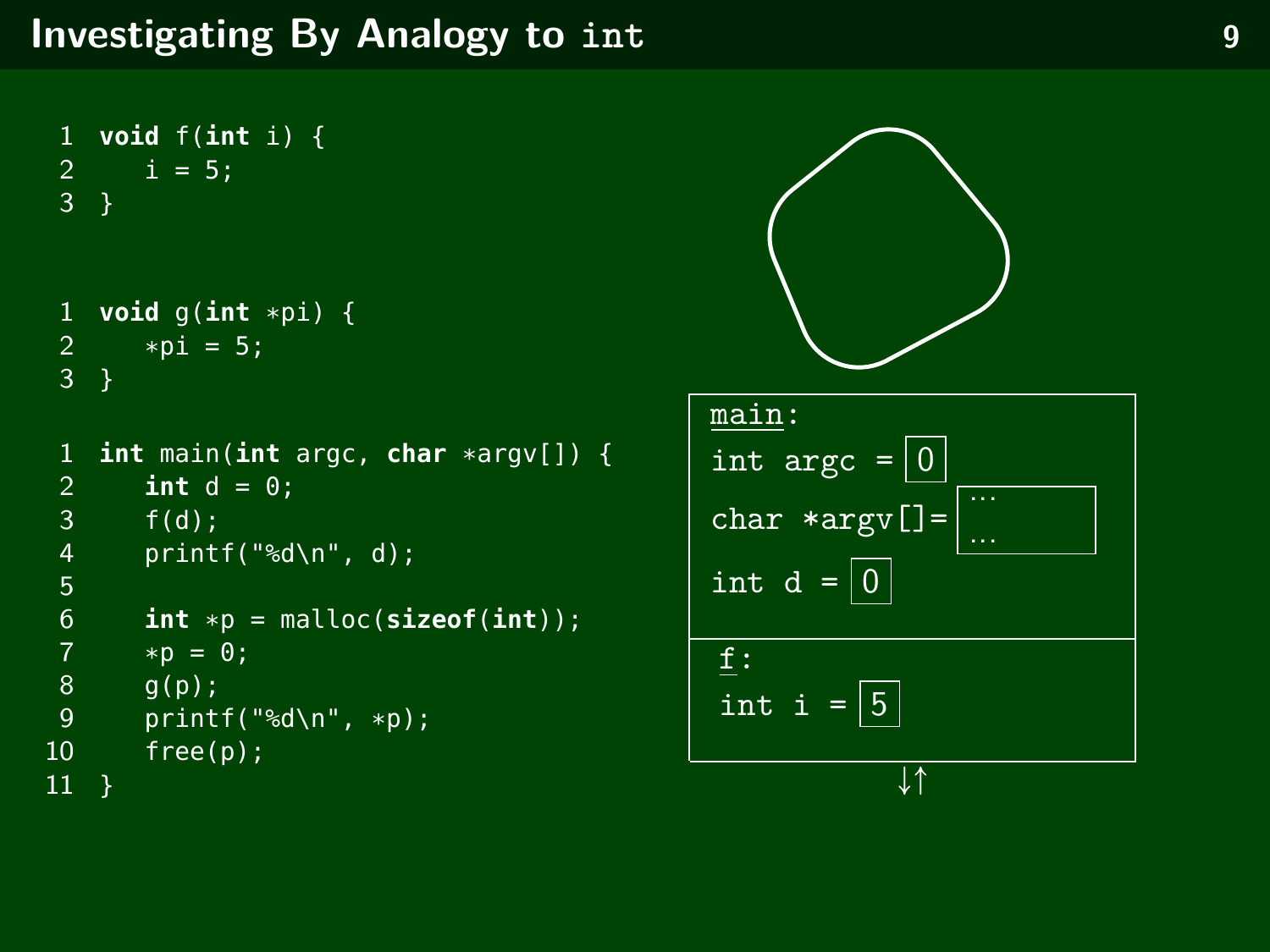# Investigating By Analogy to int

```c
1  void f(int i) {
2     i = 5;
3  }
```

```c
1  void g(int *pi) {
2     *pi = 5;
3  }
```

```c
1  int main(int argc, char *argv[]) {
2     int d = 0;
3     f(d);
4     printf("%d\n", d);
5
6     int *p = malloc(sizeof(int));
7     *p = 0;
8     g(p);
9     printf("%d\n", *p);
10    free(p);
11 }
```

main:

int argc = 0

char *argv[]= ... ...

int d = 0

f:

int i = 5

↓↑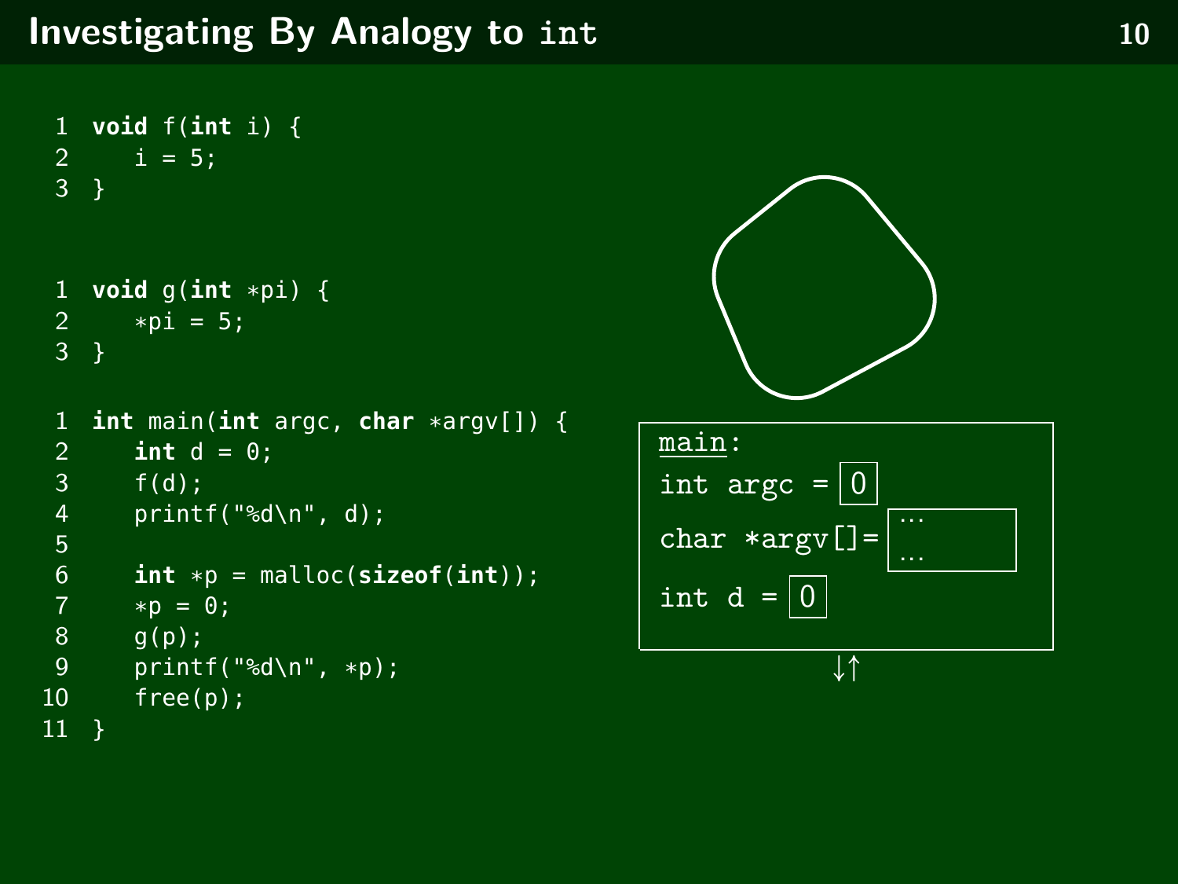# Investigating By Analogy to `int`

```c
void f(int i) {
   i = 5;
}
```

```c
void g(int *pi) {
   *pi = 5;
}
```

```c
int main(int argc, char *argv[]) {
   int d = 0;
   f(d);
   printf("%d\n", d);

   int *p = malloc(sizeof(int));
   *p = 0;
   g(p);
   printf("%d\n", *p);
   free(p);
}
```

main:

int argc = 0

char *argv[] = ...

int d = 0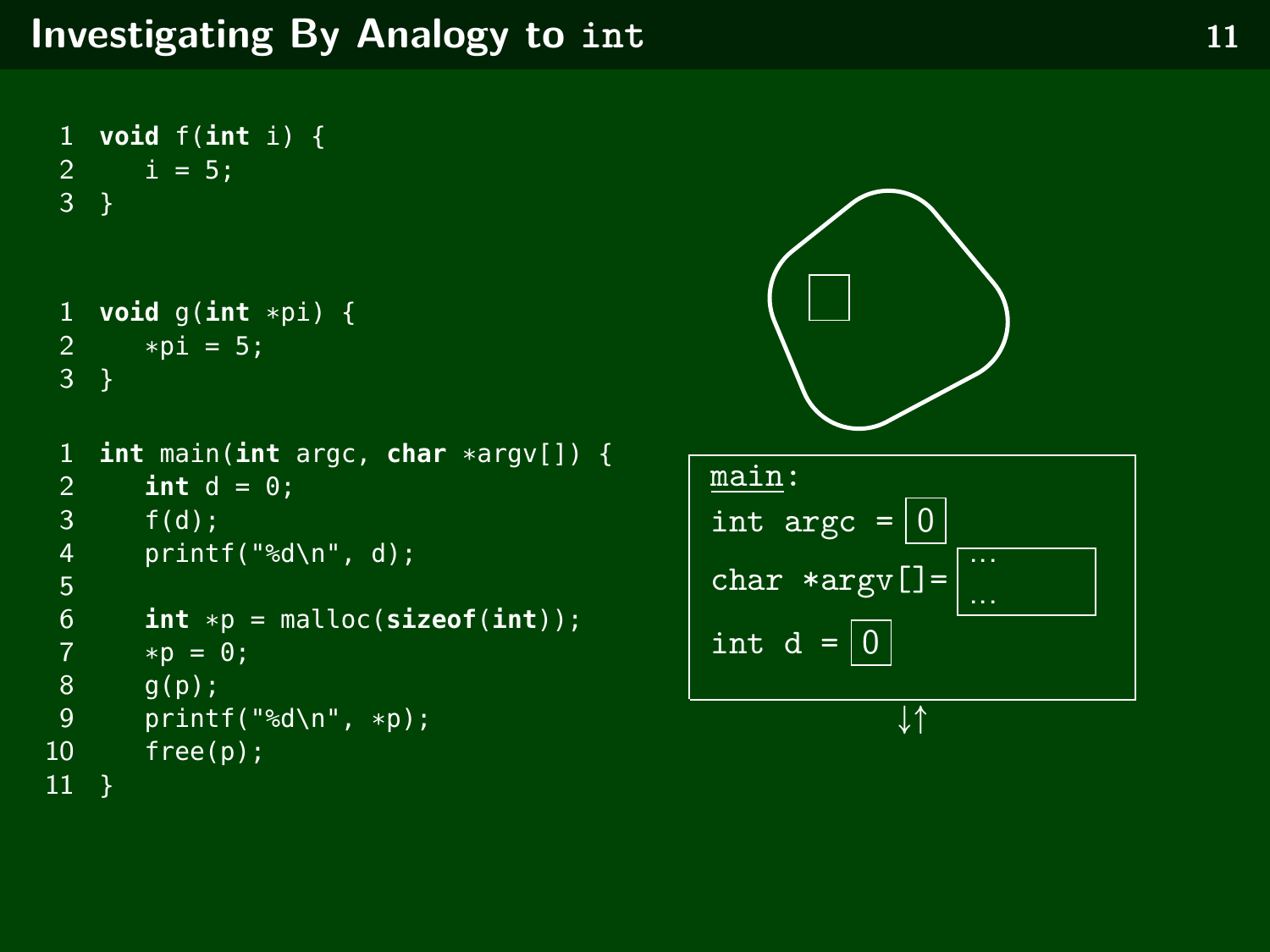# Investigating By Analogy to int

```c
1  void f(int i) {
2     i = 5;
3  }
```

```c
1  void g(int *pi) {
2     *pi = 5;
3  }
```

```c
1  int main(int argc, char *argv[]) {
2     int d = 0;
3     f(d);
4     printf("%d\n", d);
5
6     int *p = malloc(sizeof(int));
7     *p = 0;
8     g(p);
9     printf("%d\n", *p);
10    free(p);
11 }
```

main:

int argc = 0

char *argv[] = …

int d = 0

↓↑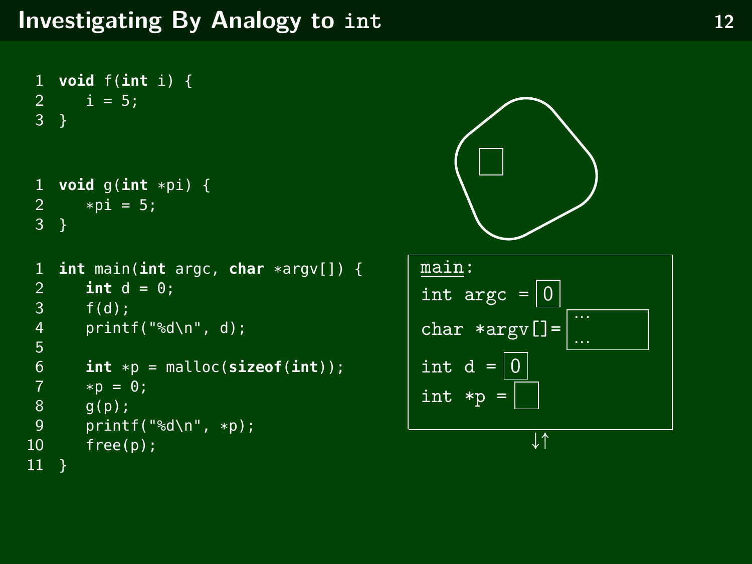# Investigating By Analogy to `int`

```c
1  void f(int i) {
2     i = 5;
3  }
```

```c
1  void g(int *pi) {
2     *pi = 5;
3  }
```

```c
1  int main(int argc, char *argv[]) {
2     int d = 0;
3     f(d);
4     printf("%d\n", d);
5
6     int *p = malloc(sizeof(int));
7     *p = 0;
8     g(p);
9     printf("%d\n", *p);
10    free(p);
11 }
```

main:

int argc = 0

char *argv[] = …

int d = 0

int *p =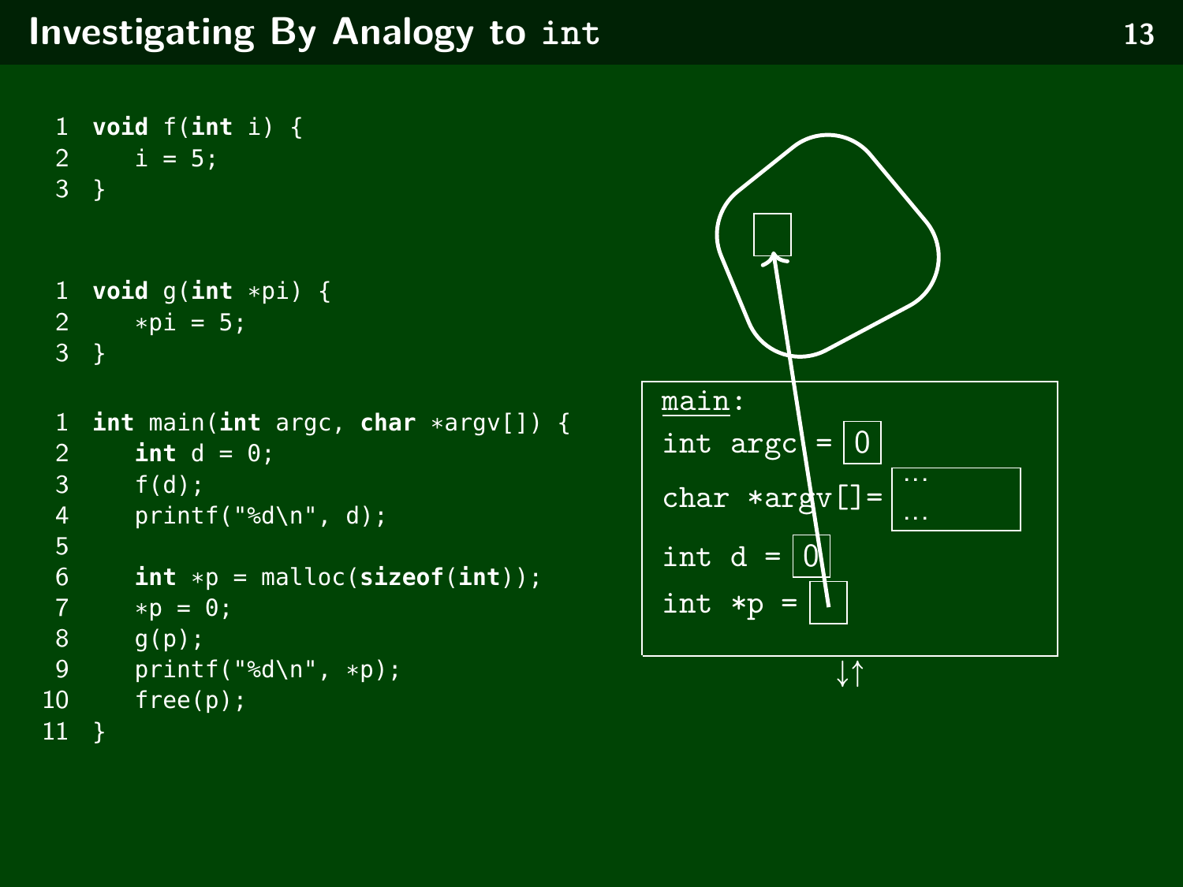# Investigating By Analogy to int

```
1  void f(int i) {
2     i = 5;
3  }
```

```
1  void g(int *pi) {
2     *pi = 5;
3  }
```

```
1  int main(int argc, char *argv[]) {
2     int d = 0;
3     f(d);
4     printf("%d\n", d);
5
6     int *p = malloc(sizeof(int));
7     *p = 0;
8     g(p);
9     printf("%d\n", *p);
10    free(p);
11 }
```

main:

int argc = 0

char *argv[]= …

int d = 0

int *p =

↓↑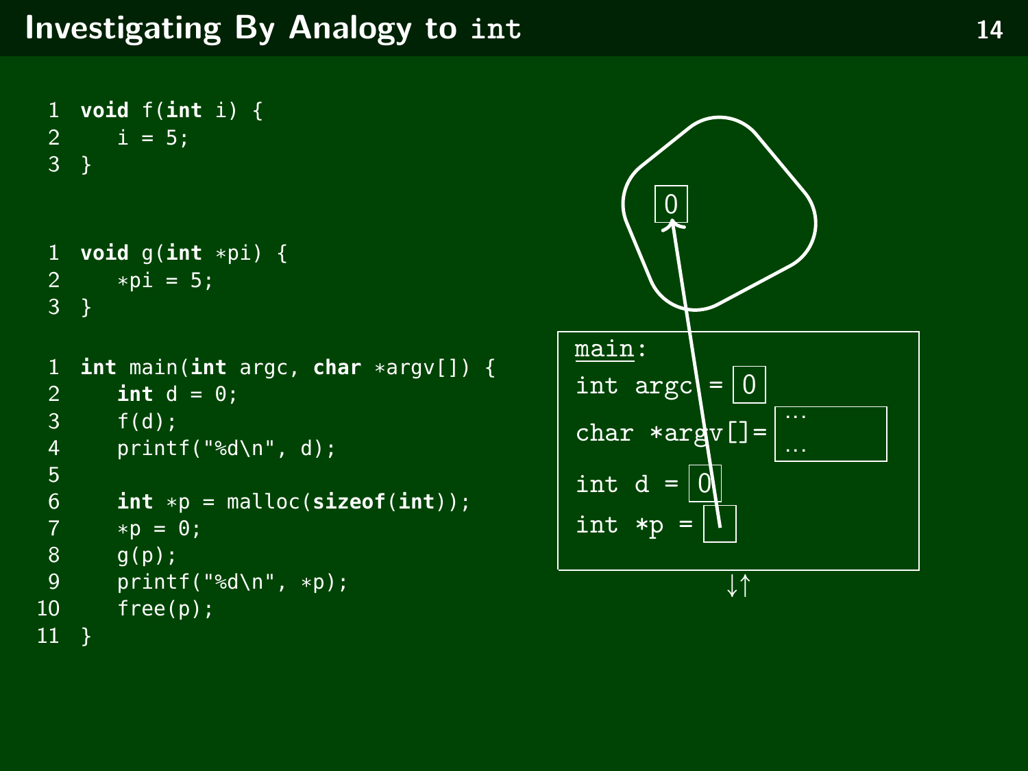# Investigating By Analogy to `int`

```c
void f(int i) {
   i = 5;
}
```

```c
void g(int *pi) {
   *pi = 5;
}
```

```c
int main(int argc, char *argv[]) {
   int d = 0;
   f(d);
   printf("%d\n", d);

   int *p = malloc(sizeof(int));
   *p = 0;
   g(p);
   printf("%d\n", *p);
   free(p);
}
```

main:

- int argc = 0
- char *argv[] = … …
- int d = 0
- int *p = (points to heap cell containing 0)

↓↑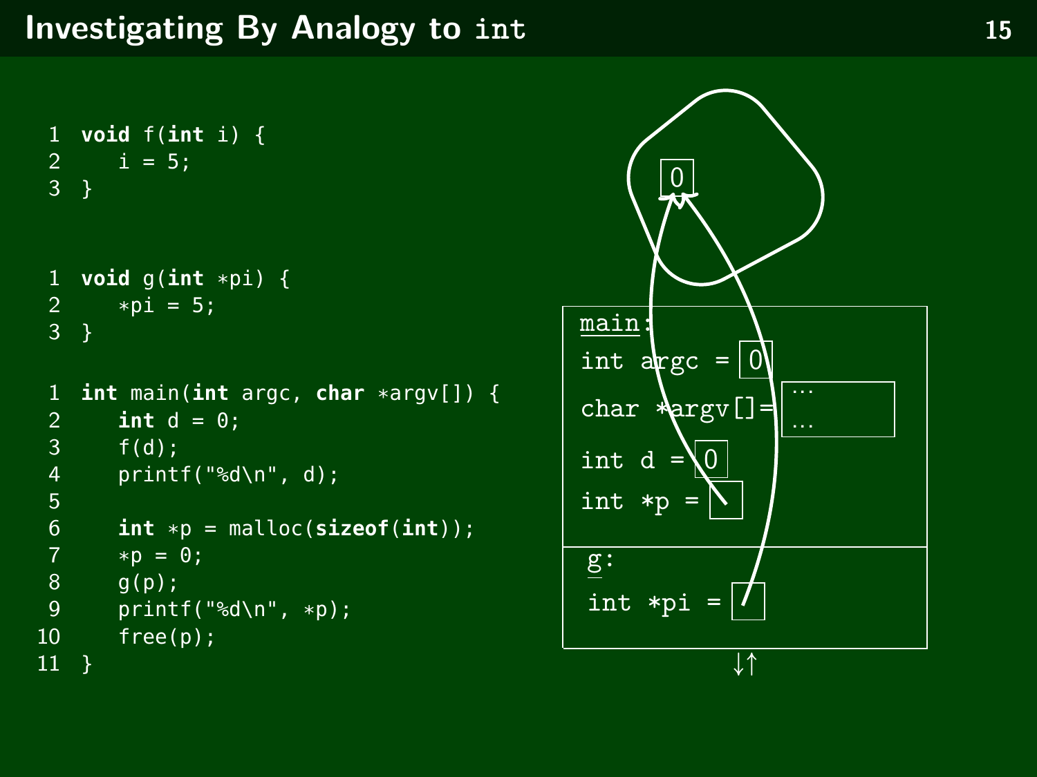# Investigating By Analogy to int

```c
1  void f(int i) {
2     i = 5;
3  }
```

```c
1  void g(int *pi) {
2     *pi = 5;
3  }
```

```c
1  int main(int argc, char *argv[]) {
2     int d = 0;
3     f(d);
4     printf("%d\n", d);
5
6     int *p = malloc(sizeof(int));
7     *p = 0;
8     g(p);
9     printf("%d\n", *p);
10    free(p);
11 }
```

main:

int argc = 0

char *argv[] = ...

int d = 0

int *p =

g:

int *pi =

0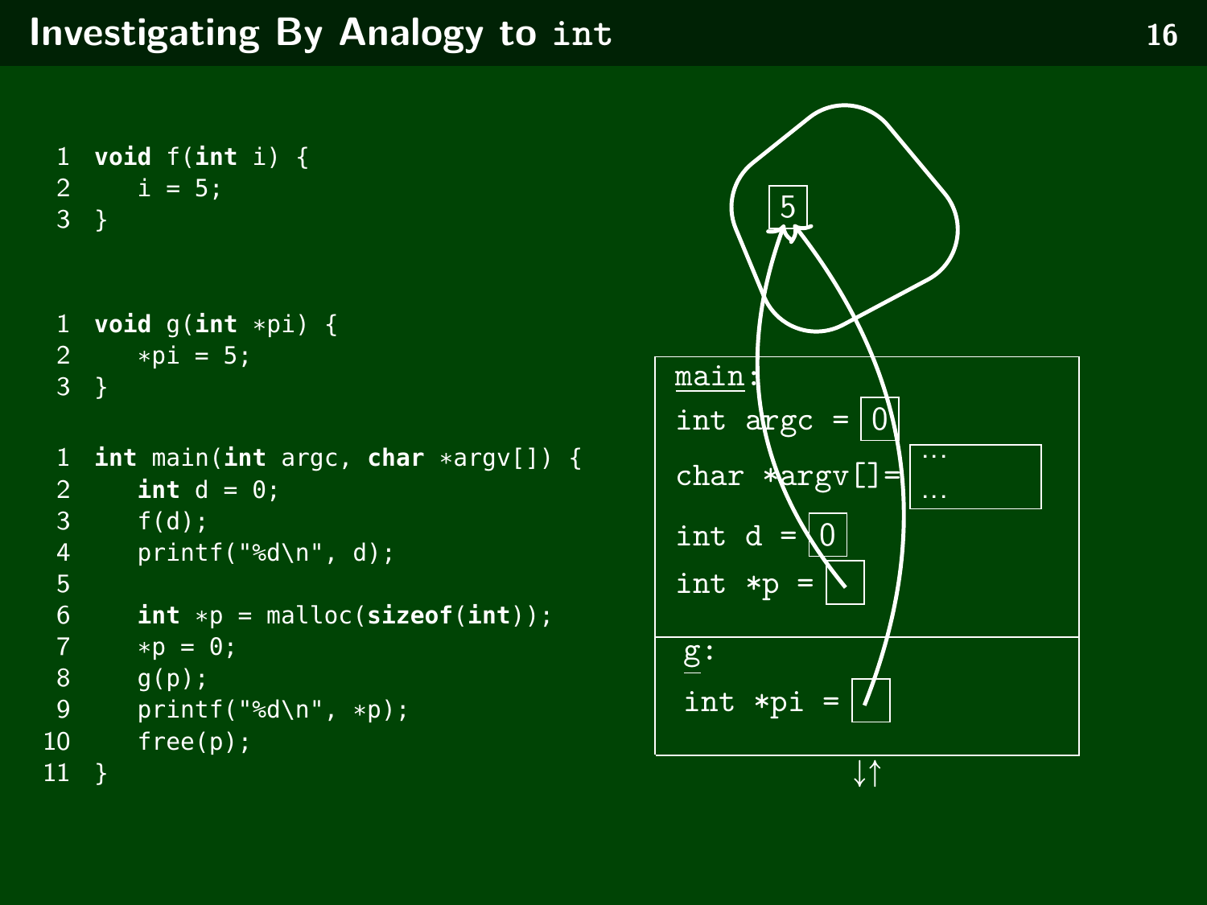# Investigating By Analogy to int

```c
void f(int i) {
    i = 5;
}
```

```c
void g(int *pi) {
    *pi = 5;
}
```

```c
int main(int argc, char *argv[]) {
    int d = 0;
    f(d);
    printf("%d\n", d);

    int *p = malloc(sizeof(int));
    *p = 0;
    g(p);
    printf("%d\n", *p);
    free(p);
}
```

```
5

main:
int argc = 0
char *argv[] = ...
int d = 0
int *p =

g:
int *pi =
```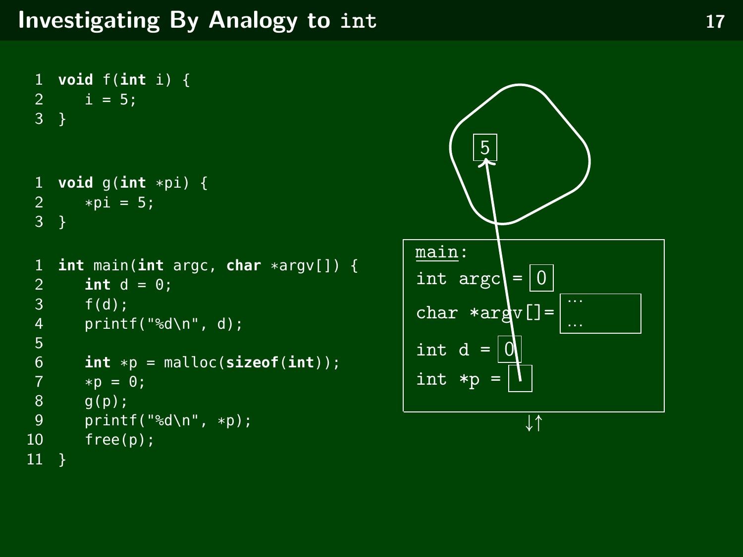# Investigating By Analogy to `int`

```c
void f(int i) {
   i = 5;
}
```

```c
void g(int *pi) {
   *pi = 5;
}
```

```c
int main(int argc, char *argv[]) {
   int d = 0;
   f(d);
   printf("%d\n", d);

   int *p = malloc(sizeof(int));
   *p = 0;
   g(p);
   printf("%d\n", *p);
   free(p);
}
```

main:

int argc = 0

char *argv[]= …

int d = 0

int *p = 

5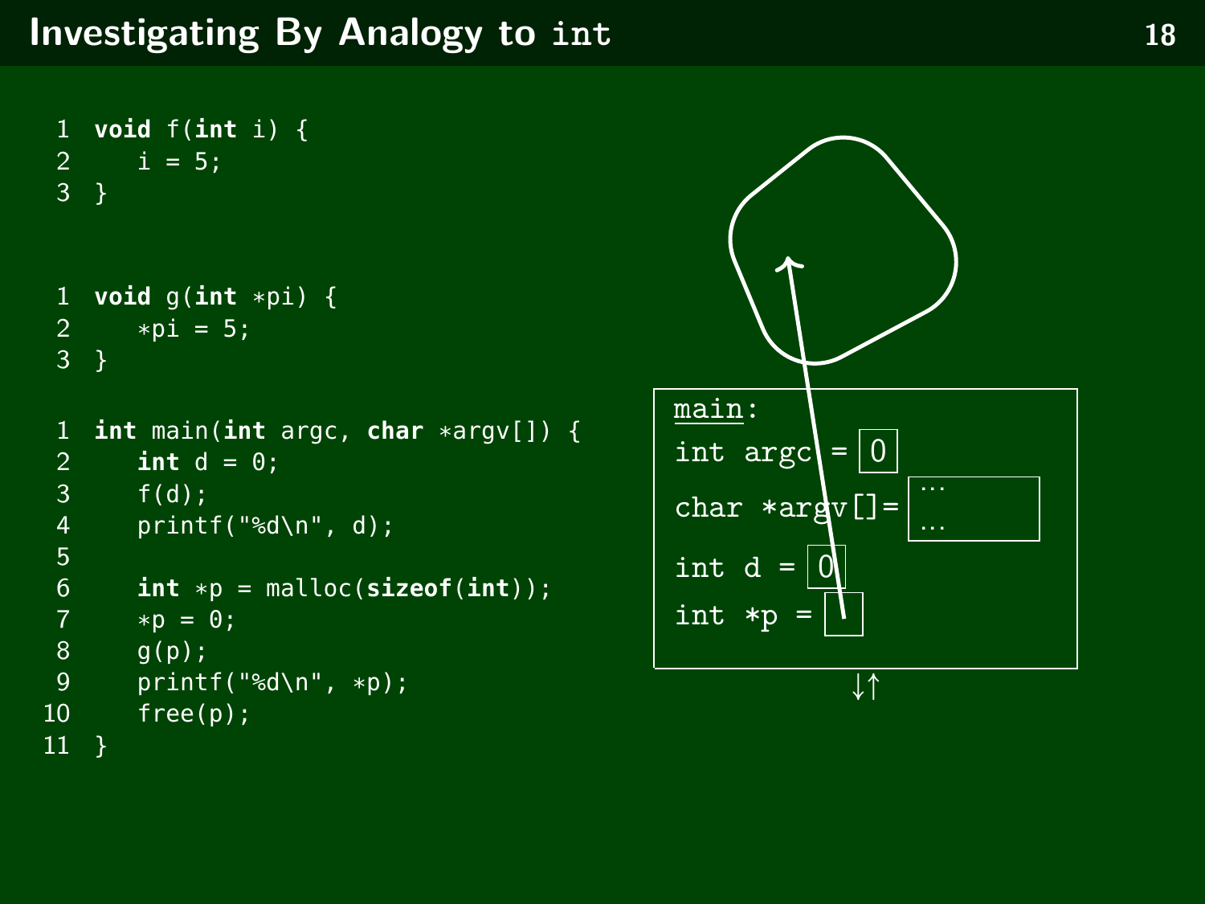# Investigating By Analogy to int

```
1  void f(int i) {
2     i = 5;
3  }
```

```
1  void g(int *pi) {
2     *pi = 5;
3  }
```

```
1  int main(int argc, char *argv[]) {
2     int d = 0;
3     f(d);
4     printf("%d\n", d);
5
6     int *p = malloc(sizeof(int));
7     *p = 0;
8     g(p);
9     printf("%d\n", *p);
10    free(p);
11 }
```

main:

int argc = 0

char *argv[]= ... ...

int d = 0

int *p =

↓↑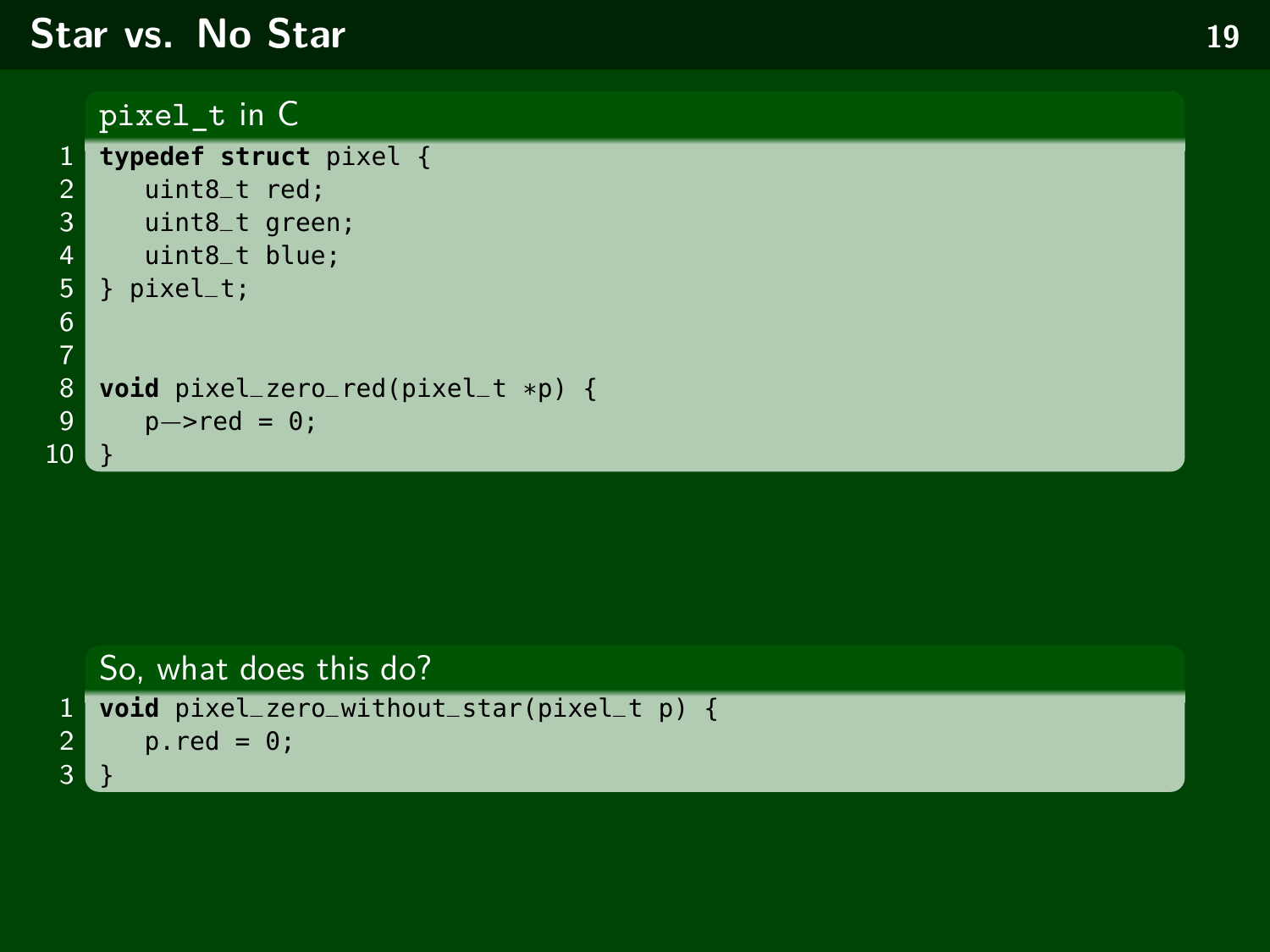# Star vs. No Star

**pixel_t in C**

```c
typedef struct pixel {
   uint8_t red;
   uint8_t green;
   uint8_t blue;
} pixel_t;


void pixel_zero_red(pixel_t *p) {
   p->red = 0;
}
```

**So, what does this do?**

```c
void pixel_zero_without_star(pixel_t p) {
   p.red = 0;
}
```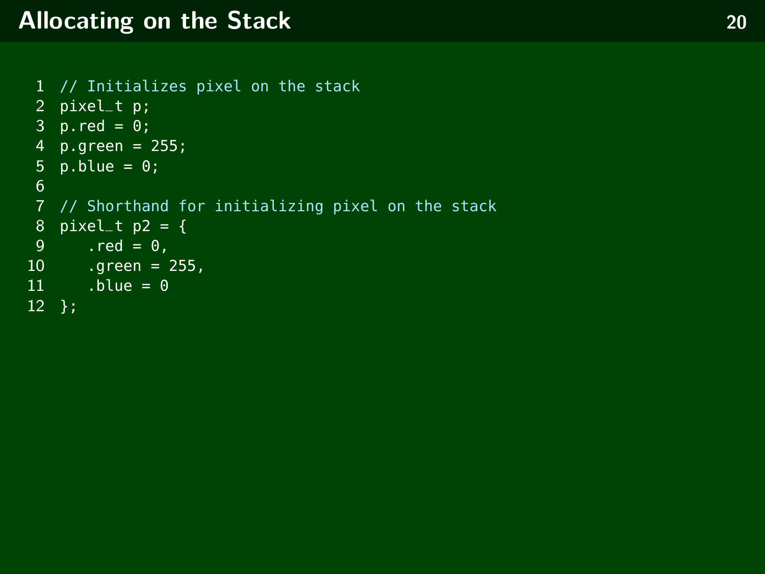# Allocating on the Stack

```c
// Initializes pixel on the stack
pixel_t p;
p.red = 0;
p.green = 255;
p.blue = 0;

// Shorthand for initializing pixel on the stack
pixel_t p2 = {
   .red = 0,
   .green = 255,
   .blue = 0
};
```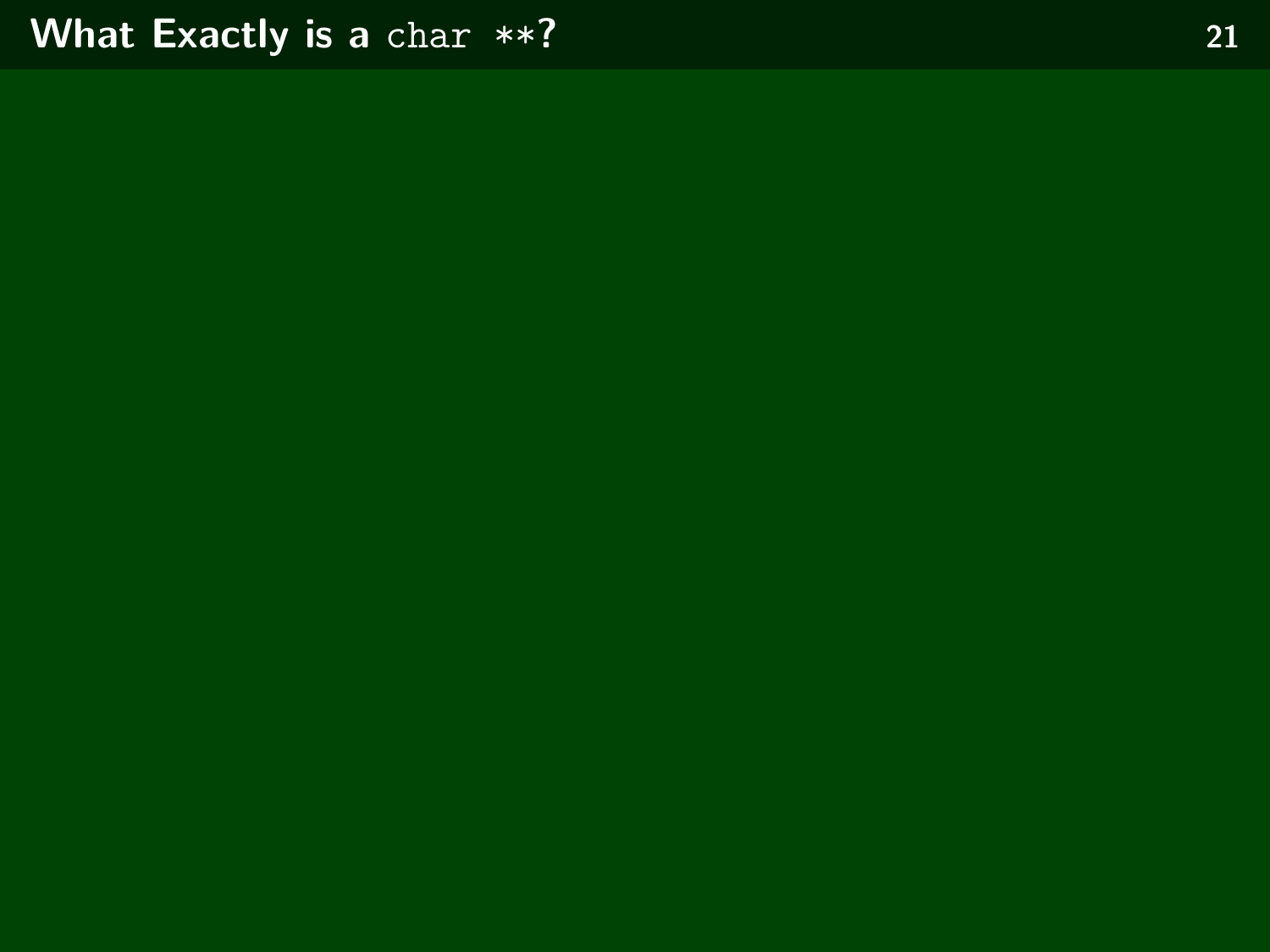# What Exactly is a `char **`?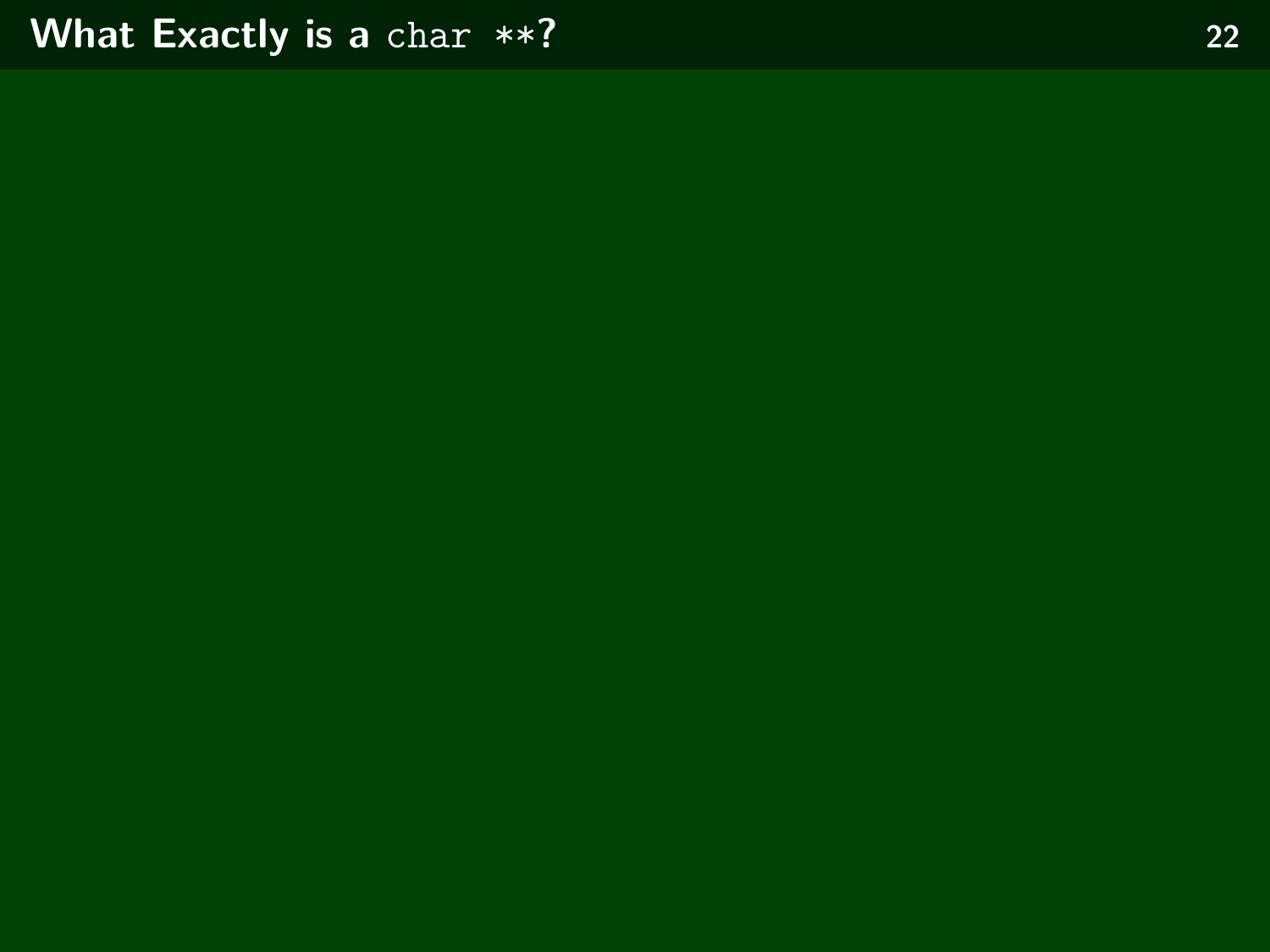# What Exactly is a `char **`?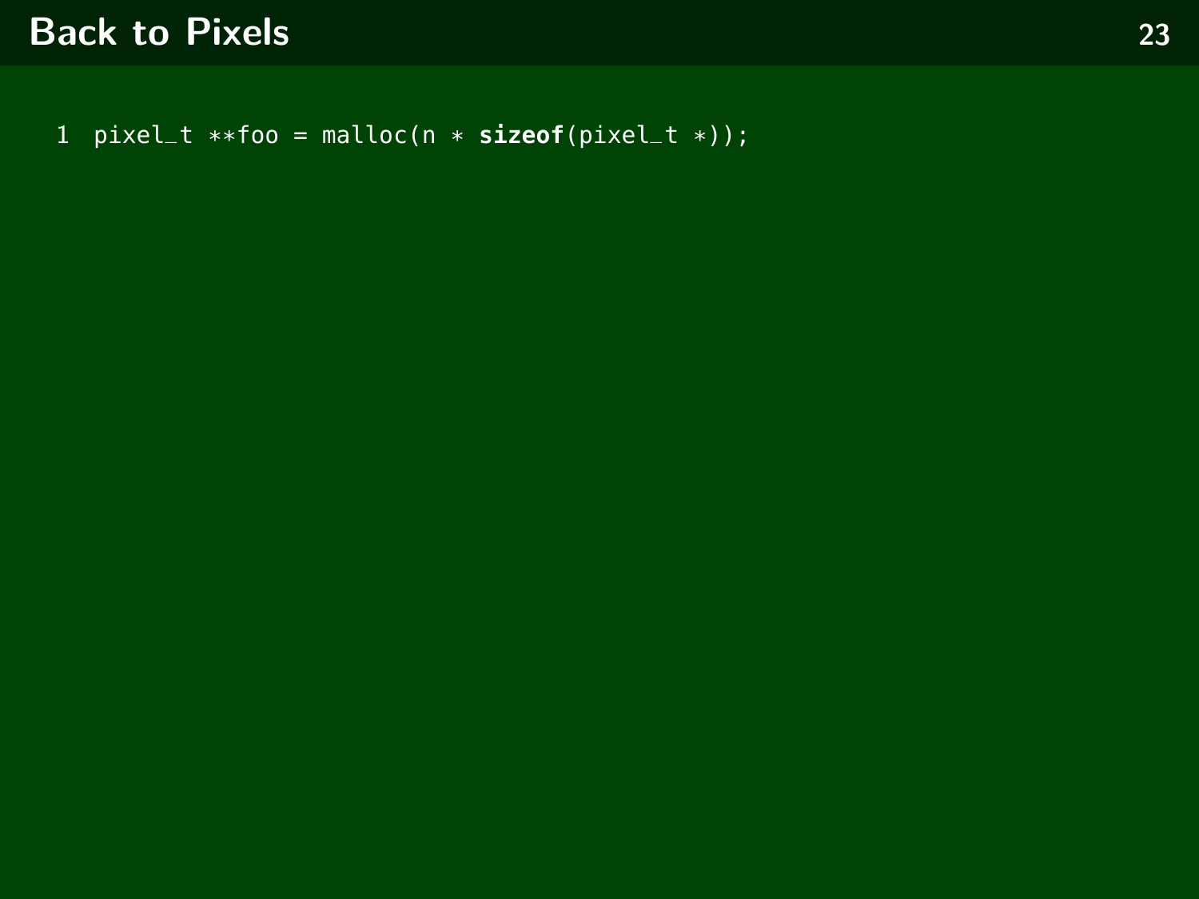# Back to Pixels

```
1 pixel_t **foo = malloc(n * sizeof(pixel_t *));
```